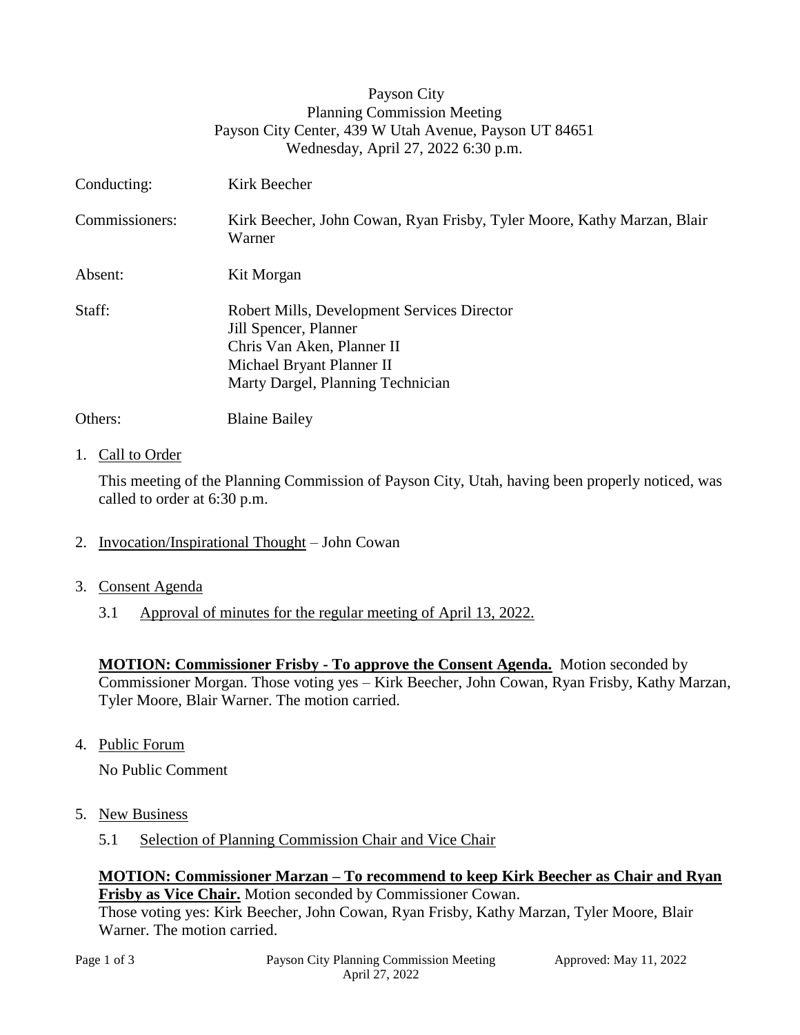Payson City
Planning Commission Meeting
Payson City Center, 439 W Utah Avenue, Payson UT 84651
Wednesday, April 27, 2022 6:30 p.m.

| | |
|---|---|
| Conducting: | Kirk Beecher |
| Commissioners: | Kirk Beecher, John Cowan, Ryan Frisby, Tyler Moore, Kathy Marzan, Blair Warner |
| Absent: | Kit Morgan |
| Staff: | Robert Mills, Development Services Director<br>Jill Spencer, Planner<br>Chris Van Aken, Planner II<br>Michael Bryant Planner II<br>Marty Dargel, Planning Technician |
| Others: | Blaine Bailey |

1. Call to Order

   This meeting of the Planning Commission of Payson City, Utah, having been properly noticed, was called to order at 6:30 p.m.

2. Invocation/Inspirational Thought – John Cowan

3. Consent Agenda

   3.1 Approval of minutes for the regular meeting of April 13, 2022.

**MOTION: Commissioner Frisby - To approve the Consent Agenda.** Motion seconded by Commissioner Morgan. Those voting yes – Kirk Beecher, John Cowan, Ryan Frisby, Kathy Marzan, Tyler Moore, Blair Warner. The motion carried.

4. Public Forum

   No Public Comment

5. New Business

   5.1 Selection of Planning Commission Chair and Vice Chair

**MOTION: Commissioner Marzan – To recommend to keep Kirk Beecher as Chair and Ryan Frisby as Vice Chair.** Motion seconded by Commissioner Cowan.
Those voting yes: Kirk Beecher, John Cowan, Ryan Frisby, Kathy Marzan, Tyler Moore, Blair Warner. The motion carried.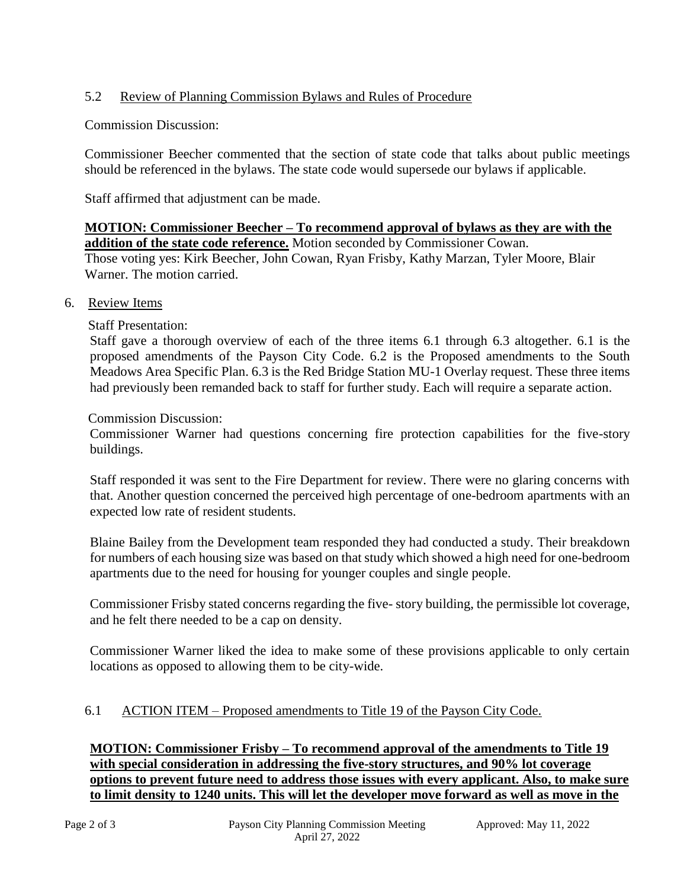### 5.2 Review of Planning Commission Bylaws and Rules of Procedure

Commission Discussion:

Commissioner Beecher commented that the section of state code that talks about public meetings should be referenced in the bylaws. The state code would supersede our bylaws if applicable.

Staff affirmed that adjustment can be made.

**MOTION: Commissioner Beecher – To recommend approval of bylaws as they are with the addition of the state code reference.** Motion seconded by Commissioner Cowan.
Those voting yes: Kirk Beecher, John Cowan, Ryan Frisby, Kathy Marzan, Tyler Moore, Blair Warner. The motion carried.

## 6. Review Items

Staff Presentation:

Staff gave a thorough overview of each of the three items 6.1 through 6.3 altogether. 6.1 is the proposed amendments of the Payson City Code. 6.2 is the Proposed amendments to the South Meadows Area Specific Plan. 6.3 is the Red Bridge Station MU-1 Overlay request. These three items had previously been remanded back to staff for further study. Each will require a separate action.

Commission Discussion:

Commissioner Warner had questions concerning fire protection capabilities for the five-story buildings.

Staff responded it was sent to the Fire Department for review. There were no glaring concerns with that. Another question concerned the perceived high percentage of one-bedroom apartments with an expected low rate of resident students.

Blaine Bailey from the Development team responded they had conducted a study. Their breakdown for numbers of each housing size was based on that study which showed a high need for one-bedroom apartments due to the need for housing for younger couples and single people.

Commissioner Frisby stated concerns regarding the five- story building, the permissible lot coverage, and he felt there needed to be a cap on density.

Commissioner Warner liked the idea to make some of these provisions applicable to only certain locations as opposed to allowing them to be city-wide.

### 6.1 ACTION ITEM – Proposed amendments to Title 19 of the Payson City Code.

**MOTION: Commissioner Frisby – To recommend approval of the amendments to Title 19 with special consideration in addressing the five-story structures, and 90% lot coverage options to prevent future need to address those issues with every applicant. Also, to make sure to limit density to 1240 units. This will let the developer move forward as well as move in the**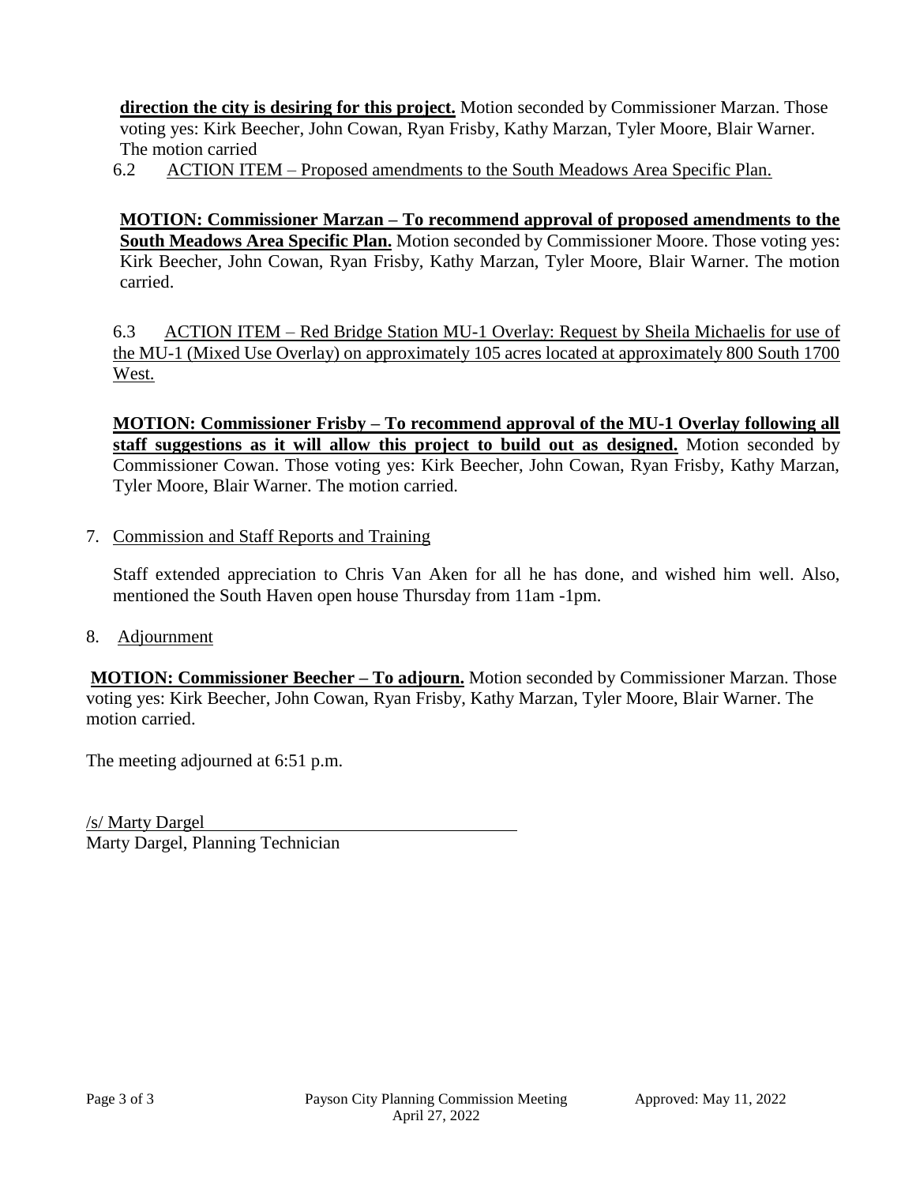**direction the city is desiring for this project.** Motion seconded by Commissioner Marzan. Those voting yes: Kirk Beecher, John Cowan, Ryan Frisby, Kathy Marzan, Tyler Moore, Blair Warner. The motion carried

6.2 ACTION ITEM – Proposed amendments to the South Meadows Area Specific Plan.

**MOTION: Commissioner Marzan – To recommend approval of proposed amendments to the South Meadows Area Specific Plan.** Motion seconded by Commissioner Moore. Those voting yes: Kirk Beecher, John Cowan, Ryan Frisby, Kathy Marzan, Tyler Moore, Blair Warner. The motion carried.

6.3 ACTION ITEM – Red Bridge Station MU-1 Overlay: Request by Sheila Michaelis for use of the MU-1 (Mixed Use Overlay) on approximately 105 acres located at approximately 800 South 1700 West.

**MOTION: Commissioner Frisby – To recommend approval of the MU-1 Overlay following all staff suggestions as it will allow this project to build out as designed.** Motion seconded by Commissioner Cowan. Those voting yes: Kirk Beecher, John Cowan, Ryan Frisby, Kathy Marzan, Tyler Moore, Blair Warner. The motion carried.

7. Commission and Staff Reports and Training

Staff extended appreciation to Chris Van Aken for all he has done, and wished him well. Also, mentioned the South Haven open house Thursday from 11am -1pm.

8. Adjournment

**MOTION: Commissioner Beecher – To adjourn.** Motion seconded by Commissioner Marzan. Those voting yes: Kirk Beecher, John Cowan, Ryan Frisby, Kathy Marzan, Tyler Moore, Blair Warner. The motion carried.

The meeting adjourned at 6:51 p.m.

/s/ Marty Dargel
Marty Dargel, Planning Technician

Payson City Planning Commission Meeting April 27, 2022 — Approved: May 11, 2022